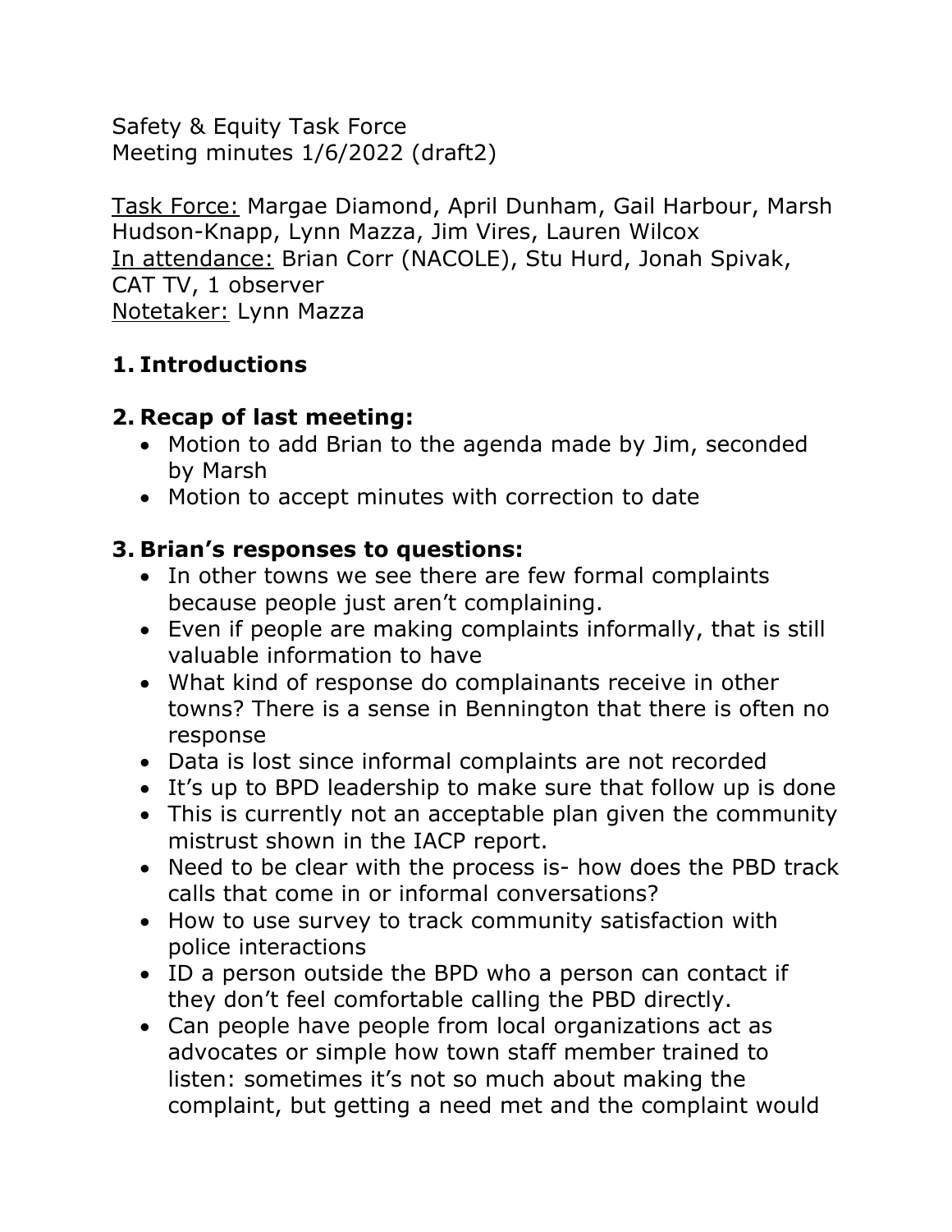Safety & Equity Task Force
Meeting minutes 1/6/2022 (draft2)

<u>Task Force:</u> Margae Diamond, April Dunham, Gail Harbour, Marsh Hudson-Knapp, Lynn Mazza, Jim Vires, Lauren Wilcox
<u>In attendance:</u> Brian Corr (NACOLE), Stu Hurd, Jonah Spivak, CAT TV, 1 observer
<u>Notetaker:</u> Lynn Mazza

1. **Introductions**

2. **Recap of last meeting:**
   - Motion to add Brian to the agenda made by Jim, seconded by Marsh
   - Motion to accept minutes with correction to date

3. **Brian's responses to questions:**
   - In other towns we see there are few formal complaints because people just aren't complaining.
   - Even if people are making complaints informally, that is still valuable information to have
   - What kind of response do complainants receive in other towns? There is a sense in Bennington that there is often no response
   - Data is lost since informal complaints are not recorded
   - It's up to BPD leadership to make sure that follow up is done
   - This is currently not an acceptable plan given the community mistrust shown in the IACP report.
   - Need to be clear with the process is- how does the PBD track calls that come in or informal conversations?
   - How to use survey to track community satisfaction with police interactions
   - ID a person outside the BPD who a person can contact if they don't feel comfortable calling the PBD directly.
   - Can people have people from local organizations act as advocates or simple how town staff member trained to listen: sometimes it's not so much about making the complaint, but getting a need met and the complaint would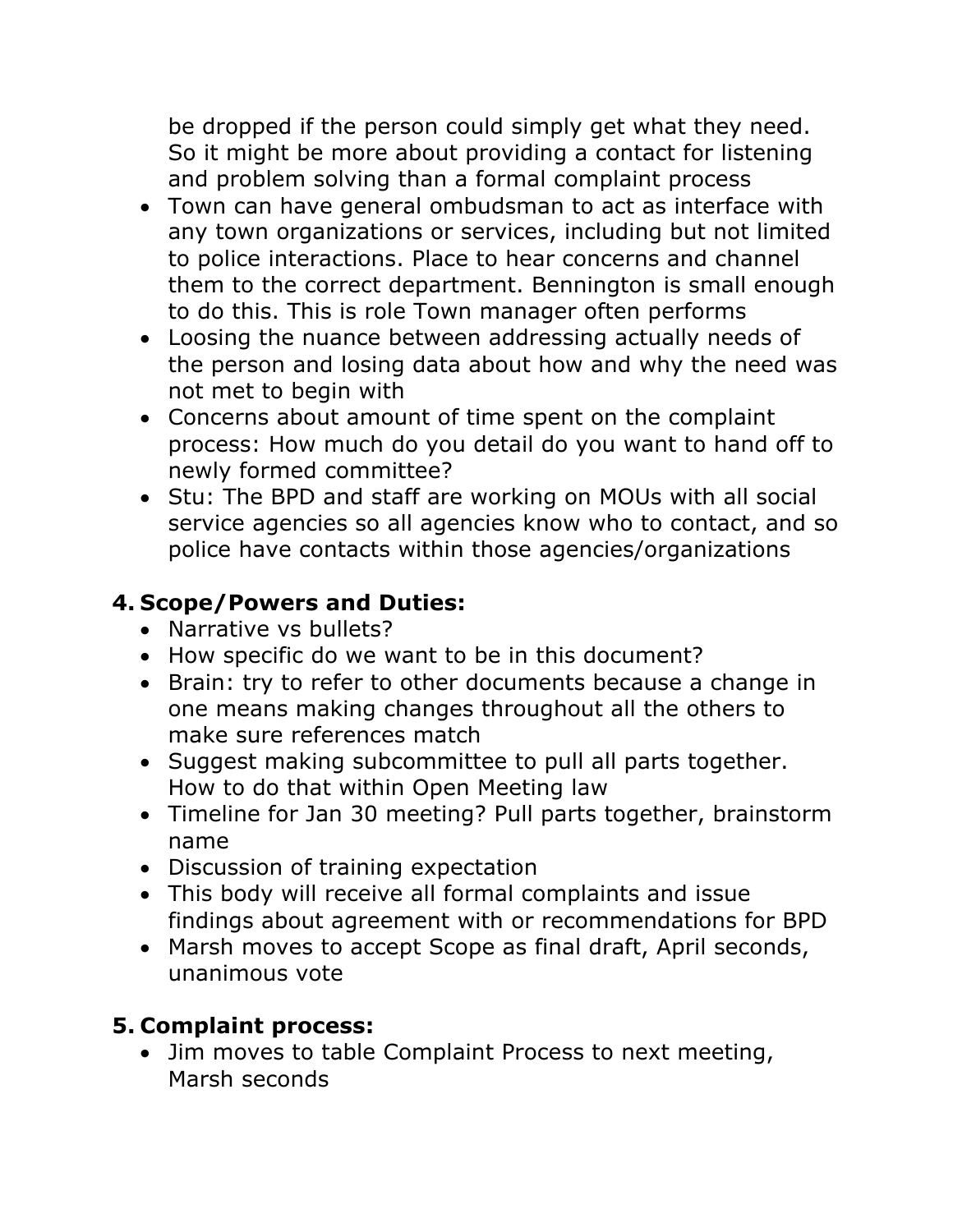be dropped if the person could simply get what they need. So it might be more about providing a contact for listening and problem solving than a formal complaint process

- Town can have general ombudsman to act as interface with any town organizations or services, including but not limited to police interactions. Place to hear concerns and channel them to the correct department. Bennington is small enough to do this. This is role Town manager often performs
- Loosing the nuance between addressing actually needs of the person and losing data about how and why the need was not met to begin with
- Concerns about amount of time spent on the complaint process: How much do you detail do you want to hand off to newly formed committee?
- Stu: The BPD and staff are working on MOUs with all social service agencies so all agencies know who to contact, and so police have contacts within those agencies/organizations

## 4. Scope/Powers and Duties:

- Narrative vs bullets?
- How specific do we want to be in this document?
- Brain: try to refer to other documents because a change in one means making changes throughout all the others to make sure references match
- Suggest making subcommittee to pull all parts together. How to do that within Open Meeting law
- Timeline for Jan 30 meeting? Pull parts together, brainstorm name
- Discussion of training expectation
- This body will receive all formal complaints and issue findings about agreement with or recommendations for BPD
- Marsh moves to accept Scope as final draft, April seconds, unanimous vote

## 5. Complaint process:

- Jim moves to table Complaint Process to next meeting, Marsh seconds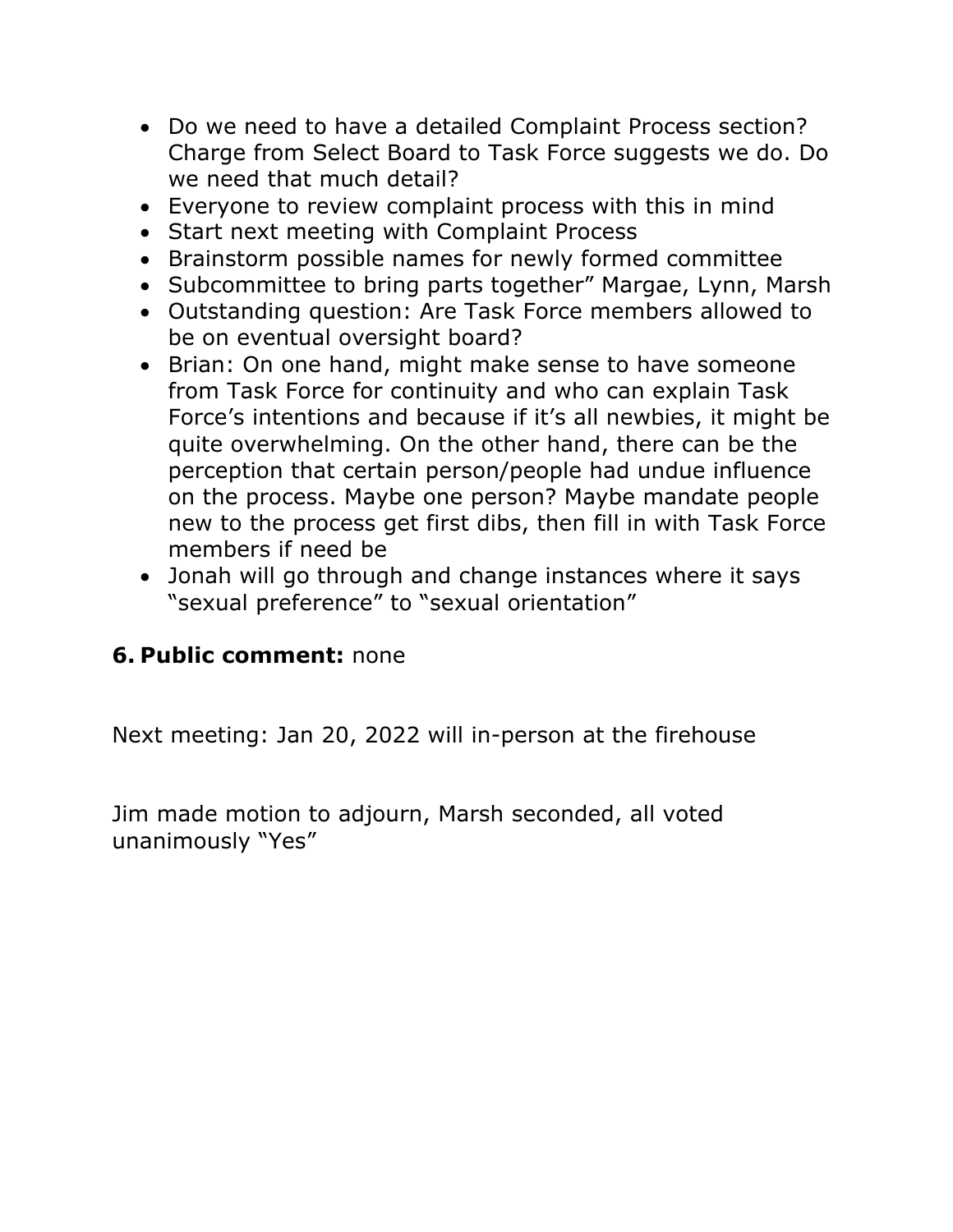- Do we need to have a detailed Complaint Process section? Charge from Select Board to Task Force suggests we do. Do we need that much detail?
- Everyone to review complaint process with this in mind
- Start next meeting with Complaint Process
- Brainstorm possible names for newly formed committee
- Subcommittee to bring parts together" Margae, Lynn, Marsh
- Outstanding question: Are Task Force members allowed to be on eventual oversight board?
- Brian: On one hand, might make sense to have someone from Task Force for continuity and who can explain Task Force's intentions and because if it's all newbies, it might be quite overwhelming. On the other hand, there can be the perception that certain person/people had undue influence on the process. Maybe one person? Maybe mandate people new to the process get first dibs, then fill in with Task Force members if need be
- Jonah will go through and change instances where it says "sexual preference" to "sexual orientation"

**6. Public comment:** none

Next meeting: Jan 20, 2022 will in-person at the firehouse

Jim made motion to adjourn, Marsh seconded, all voted unanimously "Yes"